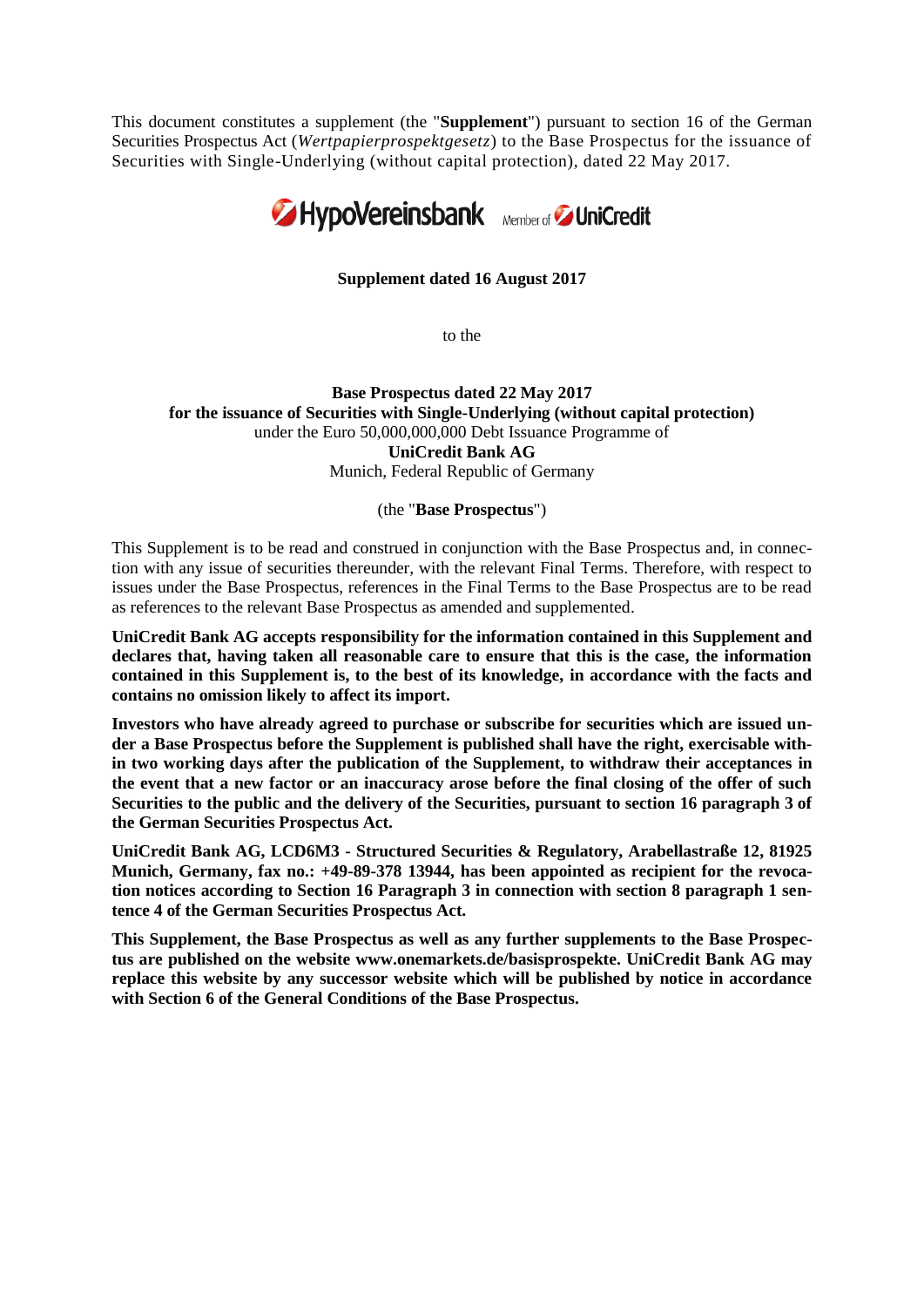This document constitutes a supplement (the "**Supplement**") pursuant to section 16 of the German Securities Prospectus Act (*Wertpapierprospektgesetz*) to the Base Prospectus for the issuance of Securities with Single-Underlying (without capital protection), dated 22 May 2017.

HypoVereinsbank Member of UniCredit

**Supplement dated 16 August 2017**

to the

**Base Prospectus dated 22 May 2017**
**for the issuance of Securities with Single-Underlying (without capital protection)**
under the Euro 50,000,000,000 Debt Issuance Programme of
**UniCredit Bank AG**
Munich, Federal Republic of Germany

(the "**Base Prospectus**")

This Supplement is to be read and construed in conjunction with the Base Prospectus and, in connection with any issue of securities thereunder, with the relevant Final Terms. Therefore, with respect to issues under the Base Prospectus, references in the Final Terms to the Base Prospectus are to be read as references to the relevant Base Prospectus as amended and supplemented.

**UniCredit Bank AG accepts responsibility for the information contained in this Supplement and declares that, having taken all reasonable care to ensure that this is the case, the information contained in this Supplement is, to the best of its knowledge, in accordance with the facts and contains no omission likely to affect its import.**

**Investors who have already agreed to purchase or subscribe for securities which are issued under a Base Prospectus before the Supplement is published shall have the right, exercisable within two working days after the publication of the Supplement, to withdraw their acceptances in the event that a new factor or an inaccuracy arose before the final closing of the offer of such Securities to the public and the delivery of the Securities, pursuant to section 16 paragraph 3 of the German Securities Prospectus Act.**

**UniCredit Bank AG, LCD6M3 - Structured Securities & Regulatory, Arabellastraße 12, 81925 Munich, Germany, fax no.: +49-89-378 13944, has been appointed as recipient for the revocation notices according to Section 16 Paragraph 3 in connection with section 8 paragraph 1 sentence 4 of the German Securities Prospectus Act.**

**This Supplement, the Base Prospectus as well as any further supplements to the Base Prospectus are published on the website www.onemarkets.de/basisprospekte. UniCredit Bank AG may replace this website by any successor website which will be published by notice in accordance with Section 6 of the General Conditions of the Base Prospectus.**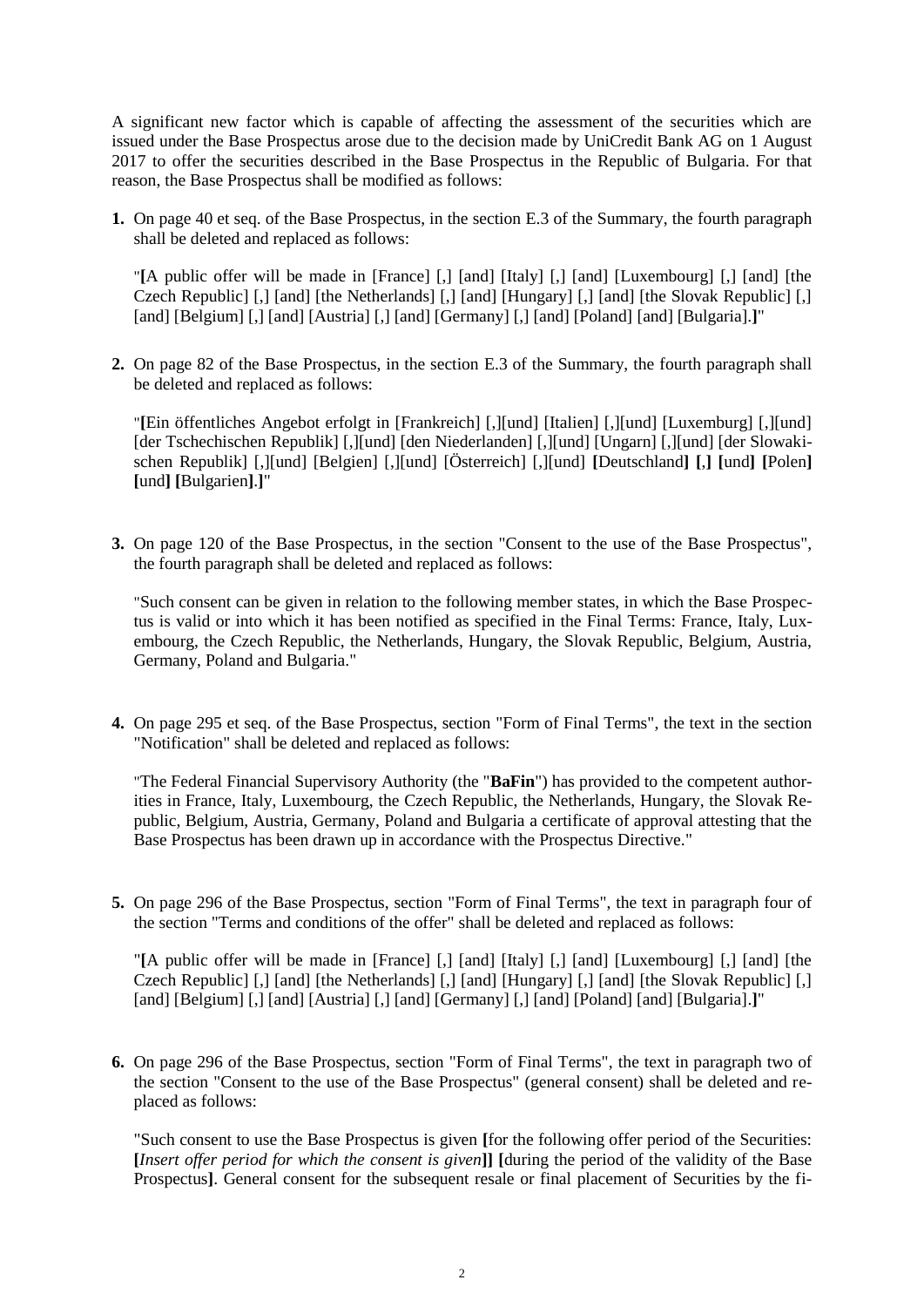A significant new factor which is capable of affecting the assessment of the securities which are issued under the Base Prospectus arose due to the decision made by UniCredit Bank AG on 1 August 2017 to offer the securities described in the Base Prospectus in the Republic of Bulgaria. For that reason, the Base Prospectus shall be modified as follows:

**1.** On page 40 et seq. of the Base Prospectus, in the section E.3 of the Summary, the fourth paragraph shall be deleted and replaced as follows:

"**[**A public offer will be made in [France] [,] [and] [Italy] [,] [and] [Luxembourg] [,] [and] [the Czech Republic] [,] [and] [the Netherlands] [,] [and] [Hungary] [,] [and] [the Slovak Republic] [,] [and] [Belgium] [,] [and] [Austria] [,] [and] [Germany] [,] [and] [Poland] [and] [Bulgaria].**]**"

**2.** On page 82 of the Base Prospectus, in the section E.3 of the Summary, the fourth paragraph shall be deleted and replaced as follows:

"**[**Ein öffentliches Angebot erfolgt in [Frankreich] [,][und] [Italien] [,][und] [Luxemburg] [,][und] [der Tschechischen Republik] [,][und] [den Niederlanden] [,][und] [Ungarn] [,][und] [der Slowakischen Republik] [,][und] [Belgien] [,][und] [Österreich] [,][und] **[**Deutschland**] [**,**] [**und**] [**Polen**] [**und**] [**Bulgarien**]**.**]**"

**3.** On page 120 of the Base Prospectus, in the section "Consent to the use of the Base Prospectus", the fourth paragraph shall be deleted and replaced as follows:

"Such consent can be given in relation to the following member states, in which the Base Prospectus is valid or into which it has been notified as specified in the Final Terms: France, Italy, Luxembourg, the Czech Republic, the Netherlands, Hungary, the Slovak Republic, Belgium, Austria, Germany, Poland and Bulgaria."

**4.** On page 295 et seq. of the Base Prospectus, section "Form of Final Terms", the text in the section "Notification" shall be deleted and replaced as follows:

"The Federal Financial Supervisory Authority (the "**BaFin**") has provided to the competent authorities in France, Italy, Luxembourg, the Czech Republic, the Netherlands, Hungary, the Slovak Republic, Belgium, Austria, Germany, Poland and Bulgaria a certificate of approval attesting that the Base Prospectus has been drawn up in accordance with the Prospectus Directive."

**5.** On page 296 of the Base Prospectus, section "Form of Final Terms", the text in paragraph four of the section "Terms and conditions of the offer" shall be deleted and replaced as follows:

"**[**A public offer will be made in [France] [,] [and] [Italy] [,] [and] [Luxembourg] [,] [and] [the Czech Republic] [,] [and] [the Netherlands] [,] [and] [Hungary] [,] [and] [the Slovak Republic] [,] [and] [Belgium] [,] [and] [Austria] [,] [and] [Germany] [,] [and] [Poland] [and] [Bulgaria].**]**"

**6.** On page 296 of the Base Prospectus, section "Form of Final Terms", the text in paragraph two of the section "Consent to the use of the Base Prospectus" (general consent) shall be deleted and replaced as follows:

"Such consent to use the Base Prospectus is given **[**for the following offer period of the Securities: **[***Insert offer period for which the consent is given***]] [**during the period of the validity of the Base Prospectus**]**. General consent for the subsequent resale or final placement of Securities by the fi-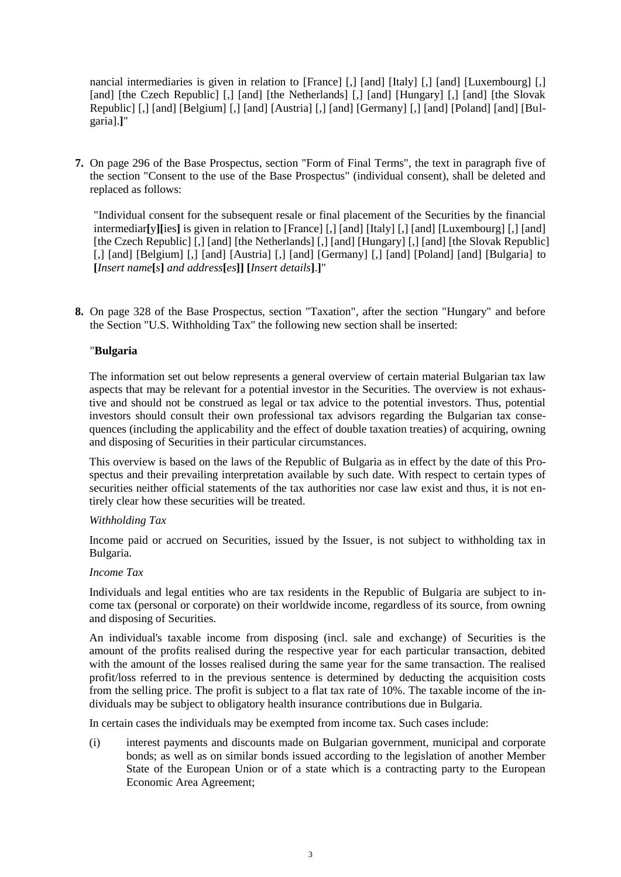nancial intermediaries is given in relation to [France] [,] [and] [Italy] [,] [and] [Luxembourg] [,] [and] [the Czech Republic] [,] [and] [the Netherlands] [,] [and] [Hungary] [,] [and] [the Slovak Republic] [,] [and] [Belgium] [,] [and] [Austria] [,] [and] [Germany] [,] [and] [Poland] [and] [Bulgaria].**]**"

**7.** On page 296 of the Base Prospectus, section "Form of Final Terms", the text in paragraph five of the section "Consent to the use of the Base Prospectus" (individual consent), shall be deleted and replaced as follows:

> "Individual consent for the subsequent resale or final placement of the Securities by the financial intermediar**[**y**][**ies**]** is given in relation to [France] [,] [and] [Italy] [,] [and] [Luxembourg] [,] [and] [the Czech Republic] [,] [and] [the Netherlands] [,] [and] [Hungary] [,] [and] [the Slovak Republic] [,] [and] [Belgium] [,] [and] [Austria] [,] [and] [Germany] [,] [and] [Poland] [and] [Bulgaria] to **[***Insert name***[***s***]** *and address***[***es***]] [***Insert details***]**.**]**"

**8.** On page 328 of the Base Prospectus, section "Taxation", after the section "Hungary" and before the Section "U.S. Withholding Tax" the following new section shall be inserted:

"**Bulgaria**

The information set out below represents a general overview of certain material Bulgarian tax law aspects that may be relevant for a potential investor in the Securities. The overview is not exhaustive and should not be construed as legal or tax advice to the potential investors. Thus, potential investors should consult their own professional tax advisors regarding the Bulgarian tax consequences (including the applicability and the effect of double taxation treaties) of acquiring, owning and disposing of Securities in their particular circumstances.

This overview is based on the laws of the Republic of Bulgaria as in effect by the date of this Prospectus and their prevailing interpretation available by such date. With respect to certain types of securities neither official statements of the tax authorities nor case law exist and thus, it is not entirely clear how these securities will be treated.

*Withholding Tax*

Income paid or accrued on Securities, issued by the Issuer, is not subject to withholding tax in Bulgaria.

*Income Tax*

Individuals and legal entities who are tax residents in the Republic of Bulgaria are subject to income tax (personal or corporate) on their worldwide income, regardless of its source, from owning and disposing of Securities.

An individual's taxable income from disposing (incl. sale and exchange) of Securities is the amount of the profits realised during the respective year for each particular transaction, debited with the amount of the losses realised during the same year for the same transaction. The realised profit/loss referred to in the previous sentence is determined by deducting the acquisition costs from the selling price. The profit is subject to a flat tax rate of 10%. The taxable income of the individuals may be subject to obligatory health insurance contributions due in Bulgaria.

In certain cases the individuals may be exempted from income tax. Such cases include:

(i) interest payments and discounts made on Bulgarian government, municipal and corporate bonds; as well as on similar bonds issued according to the legislation of another Member State of the European Union or of a state which is a contracting party to the European Economic Area Agreement;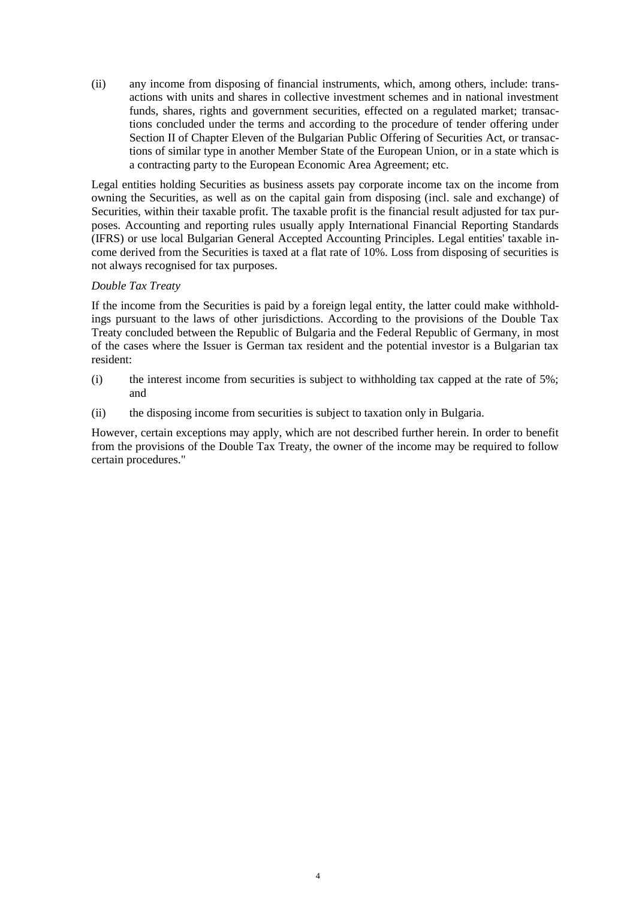(ii) any income from disposing of financial instruments, which, among others, include: transactions with units and shares in collective investment schemes and in national investment funds, shares, rights and government securities, effected on a regulated market; transactions concluded under the terms and according to the procedure of tender offering under Section II of Chapter Eleven of the Bulgarian Public Offering of Securities Act, or transactions of similar type in another Member State of the European Union, or in a state which is a contracting party to the European Economic Area Agreement; etc.

Legal entities holding Securities as business assets pay corporate income tax on the income from owning the Securities, as well as on the capital gain from disposing (incl. sale and exchange) of Securities, within their taxable profit. The taxable profit is the financial result adjusted for tax purposes. Accounting and reporting rules usually apply International Financial Reporting Standards (IFRS) or use local Bulgarian General Accepted Accounting Principles. Legal entities' taxable income derived from the Securities is taxed at a flat rate of 10%. Loss from disposing of securities is not always recognised for tax purposes.

*Double Tax Treaty*

If the income from the Securities is paid by a foreign legal entity, the latter could make withholdings pursuant to the laws of other jurisdictions. According to the provisions of the Double Tax Treaty concluded between the Republic of Bulgaria and the Federal Republic of Germany, in most of the cases where the Issuer is German tax resident and the potential investor is a Bulgarian tax resident:

(i) the interest income from securities is subject to withholding tax capped at the rate of 5%; and

(ii) the disposing income from securities is subject to taxation only in Bulgaria.

However, certain exceptions may apply, which are not described further herein. In order to benefit from the provisions of the Double Tax Treaty, the owner of the income may be required to follow certain procedures."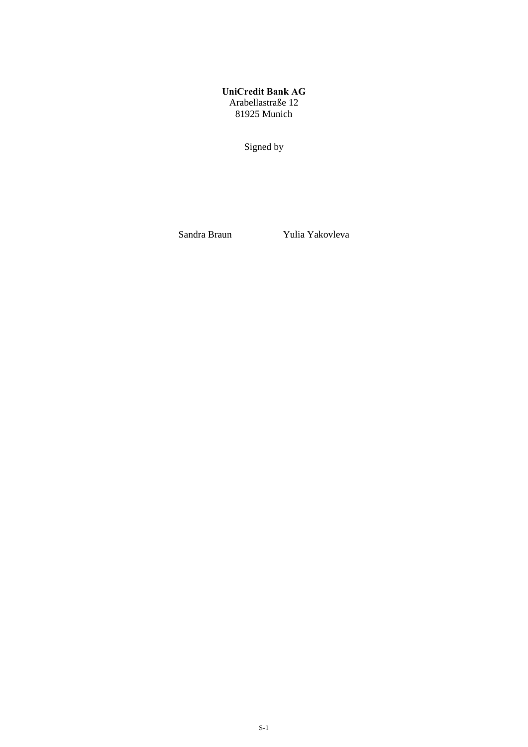**UniCredit Bank AG**
Arabellastraße 12
81925 Munich

Signed by

Sandra Braun Yulia Yakovleva